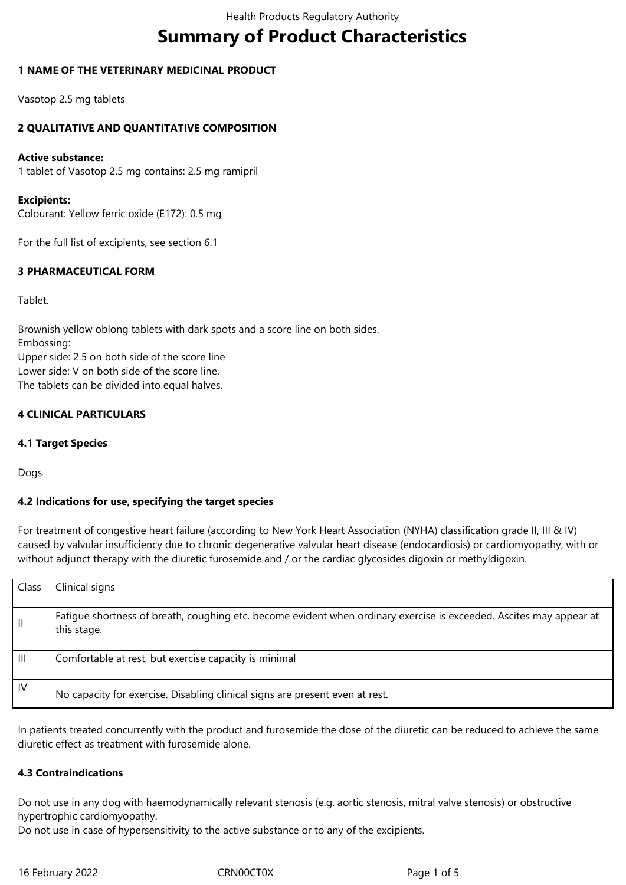# Summary of Product Characteristics

## 1 NAME OF THE VETERINARY MEDICINAL PRODUCT

Vasotop 2.5 mg tablets

## 2 QUALITATIVE AND QUANTITATIVE COMPOSITION

**Active substance:**
1 tablet of Vasotop 2.5 mg contains: 2.5 mg ramipril

**Excipients:**
Colourant: Yellow ferric oxide (E172): 0.5 mg

For the full list of excipients, see section 6.1

## 3 PHARMACEUTICAL FORM

Tablet.

Brownish yellow oblong tablets with dark spots and a score line on both sides.
Embossing:
Upper side: 2.5 on both side of the score line
Lower side: V on both side of the score line.
The tablets can be divided into equal halves.

## 4 CLINICAL PARTICULARS

### 4.1 Target Species

Dogs

### 4.2 Indications for use, specifying the target species

For treatment of congestive heart failure (according to New York Heart Association (NYHA) classification grade II, III & IV) caused by valvular insufficiency due to chronic degenerative valvular heart disease (endocardiosis) or cardiomyopathy, with or without adjunct therapy with the diuretic furosemide and / or the cardiac glycosides digoxin or methyldigoxin.

| Class | Clinical signs |
|---|---|
| II | Fatigue shortness of breath, coughing etc. become evident when ordinary exercise is exceeded. Ascites may appear at this stage. |
| III | Comfortable at rest, but exercise capacity is minimal |
| IV | No capacity for exercise. Disabling clinical signs are present even at rest. |

In patients treated concurrently with the product and furosemide the dose of the diuretic can be reduced to achieve the same diuretic effect as treatment with furosemide alone.

### 4.3 Contraindications

Do not use in any dog with haemodynamically relevant stenosis (e.g. aortic stenosis, mitral valve stenosis) or obstructive hypertrophic cardiomyopathy.
Do not use in case of hypersensitivity to the active substance or to any of the excipients.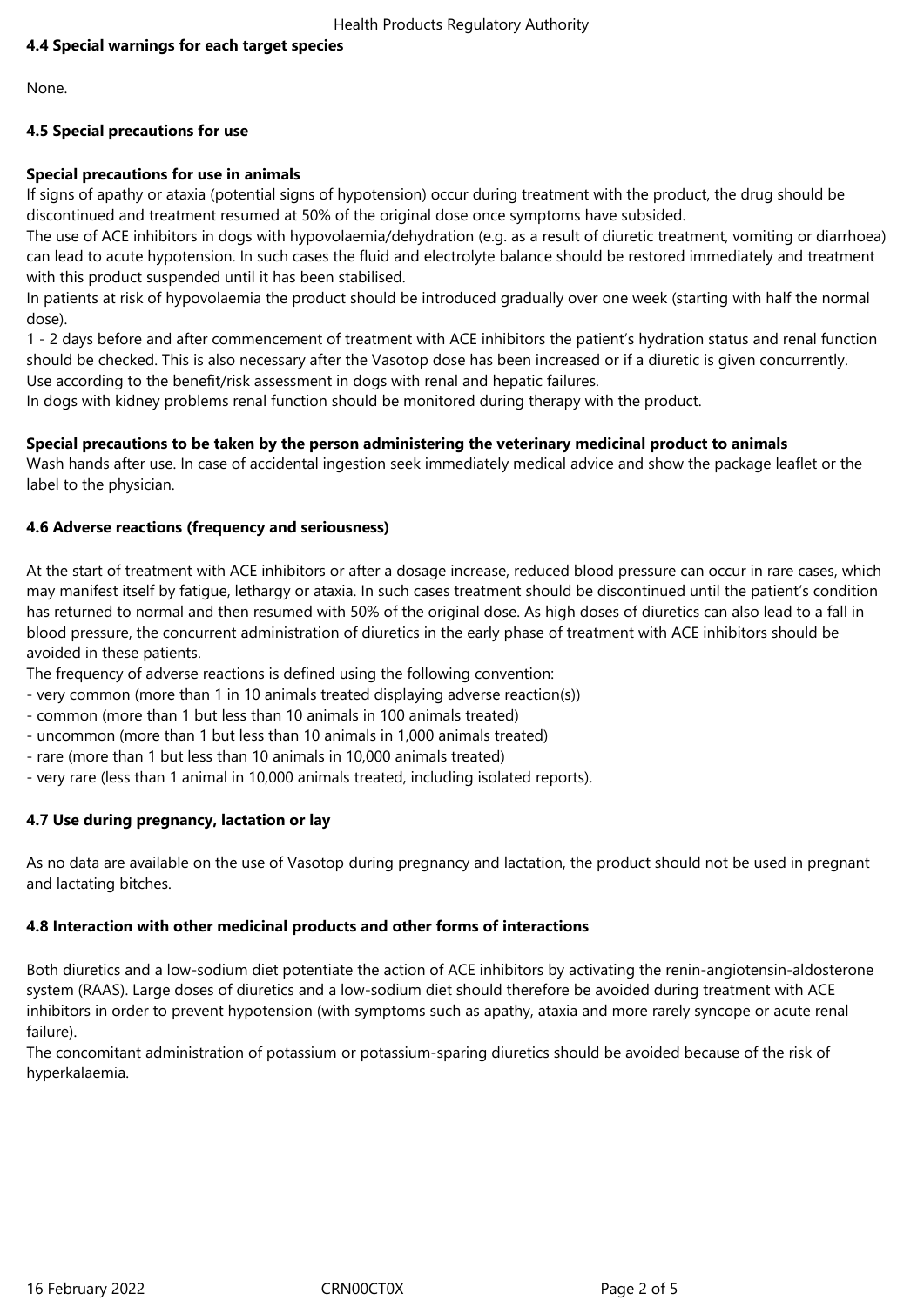**4.4 Special warnings for each target species**

None.

**4.5 Special precautions for use**

**Special precautions for use in animals**

If signs of apathy or ataxia (potential signs of hypotension) occur during treatment with the product, the drug should be discontinued and treatment resumed at 50% of the original dose once symptoms have subsided.

The use of ACE inhibitors in dogs with hypovolaemia/dehydration (e.g. as a result of diuretic treatment, vomiting or diarrhoea) can lead to acute hypotension. In such cases the fluid and electrolyte balance should be restored immediately and treatment with this product suspended until it has been stabilised.

In patients at risk of hypovolaemia the product should be introduced gradually over one week (starting with half the normal dose).

1 - 2 days before and after commencement of treatment with ACE inhibitors the patient's hydration status and renal function should be checked. This is also necessary after the Vasotop dose has been increased or if a diuretic is given concurrently.

Use according to the benefit/risk assessment in dogs with renal and hepatic failures.

In dogs with kidney problems renal function should be monitored during therapy with the product.

**Special precautions to be taken by the person administering the veterinary medicinal product to animals**

Wash hands after use. In case of accidental ingestion seek immediately medical advice and show the package leaflet or the label to the physician.

**4.6 Adverse reactions (frequency and seriousness)**

At the start of treatment with ACE inhibitors or after a dosage increase, reduced blood pressure can occur in rare cases, which may manifest itself by fatigue, lethargy or ataxia. In such cases treatment should be discontinued until the patient's condition has returned to normal and then resumed with 50% of the original dose. As high doses of diuretics can also lead to a fall in blood pressure, the concurrent administration of diuretics in the early phase of treatment with ACE inhibitors should be avoided in these patients.

The frequency of adverse reactions is defined using the following convention:

- very common (more than 1 in 10 animals treated displaying adverse reaction(s))
- common (more than 1 but less than 10 animals in 100 animals treated)
- uncommon (more than 1 but less than 10 animals in 1,000 animals treated)
- rare (more than 1 but less than 10 animals in 10,000 animals treated)
- very rare (less than 1 animal in 10,000 animals treated, including isolated reports).

**4.7 Use during pregnancy, lactation or lay**

As no data are available on the use of Vasotop during pregnancy and lactation, the product should not be used in pregnant and lactating bitches.

**4.8 Interaction with other medicinal products and other forms of interactions**

Both diuretics and a low-sodium diet potentiate the action of ACE inhibitors by activating the renin-angiotensin-aldosterone system (RAAS). Large doses of diuretics and a low-sodium diet should therefore be avoided during treatment with ACE inhibitors in order to prevent hypotension (with symptoms such as apathy, ataxia and more rarely syncope or acute renal failure).

The concomitant administration of potassium or potassium-sparing diuretics should be avoided because of the risk of hyperkalaemia.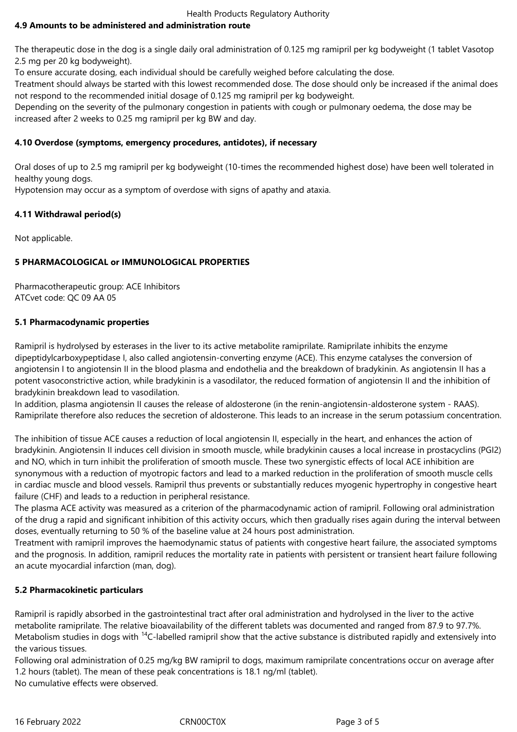**4.9 Amounts to be administered and administration route**

The therapeutic dose in the dog is a single daily oral administration of 0.125 mg ramipril per kg bodyweight (1 tablet Vasotop 2.5 mg per 20 kg bodyweight).
To ensure accurate dosing, each individual should be carefully weighed before calculating the dose.
Treatment should always be started with this lowest recommended dose. The dose should only be increased if the animal does not respond to the recommended initial dosage of 0.125 mg ramipril per kg bodyweight.
Depending on the severity of the pulmonary congestion in patients with cough or pulmonary oedema, the dose may be increased after 2 weeks to 0.25 mg ramipril per kg BW and day.

**4.10 Overdose (symptoms, emergency procedures, antidotes), if necessary**

Oral doses of up to 2.5 mg ramipril per kg bodyweight (10-times the recommended highest dose) have been well tolerated in healthy young dogs.
Hypotension may occur as a symptom of overdose with signs of apathy and ataxia.

**4.11 Withdrawal period(s)**

Not applicable.

**5 PHARMACOLOGICAL or IMMUNOLOGICAL PROPERTIES**

Pharmacotherapeutic group: ACE Inhibitors
ATCvet code: QC 09 AA 05

**5.1 Pharmacodynamic properties**

Ramipril is hydrolysed by esterases in the liver to its active metabolite ramiprilate. Ramiprilate inhibits the enzyme dipeptidylcarboxypeptidase I, also called angiotensin-converting enzyme (ACE). This enzyme catalyses the conversion of angiotensin I to angiotensin II in the blood plasma and endothelia and the breakdown of bradykinin. As angiotensin II has a potent vasoconstrictive action, while bradykinin is a vasodilator, the reduced formation of angiotensin II and the inhibition of bradykinin breakdown lead to vasodilation.
In addition, plasma angiotensin II causes the release of aldosterone (in the renin-angiotensin-aldosterone system - RAAS). Ramiprilate therefore also reduces the secretion of aldosterone. This leads to an increase in the serum potassium concentration.

The inhibition of tissue ACE causes a reduction of local angiotensin II, especially in the heart, and enhances the action of bradykinin. Angiotensin II induces cell division in smooth muscle, while bradykinin causes a local increase in prostacyclins (PGI2) and NO, which in turn inhibit the proliferation of smooth muscle. These two synergistic effects of local ACE inhibition are synonymous with a reduction of myotropic factors and lead to a marked reduction in the proliferation of smooth muscle cells in cardiac muscle and blood vessels. Ramipril thus prevents or substantially reduces myogenic hypertrophy in congestive heart failure (CHF) and leads to a reduction in peripheral resistance.
The plasma ACE activity was measured as a criterion of the pharmacodynamic action of ramipril. Following oral administration of the drug a rapid and significant inhibition of this activity occurs, which then gradually rises again during the interval between doses, eventually returning to 50 % of the baseline value at 24 hours post administration.
Treatment with ramipril improves the haemodynamic status of patients with congestive heart failure, the associated symptoms and the prognosis. In addition, ramipril reduces the mortality rate in patients with persistent or transient heart failure following an acute myocardial infarction (man, dog).

**5.2 Pharmacokinetic particulars**

Ramipril is rapidly absorbed in the gastrointestinal tract after oral administration and hydrolysed in the liver to the active metabolite ramiprilate. The relative bioavailability of the different tablets was documented and ranged from 87.9 to 97.7%. Metabolism studies in dogs with $^{14}C$-labelled ramipril show that the active substance is distributed rapidly and extensively into the various tissues.
Following oral administration of 0.25 mg/kg BW ramipril to dogs, maximum ramiprilate concentrations occur on average after 1.2 hours (tablet). The mean of these peak concentrations is 18.1 ng/ml (tablet).
No cumulative effects were observed.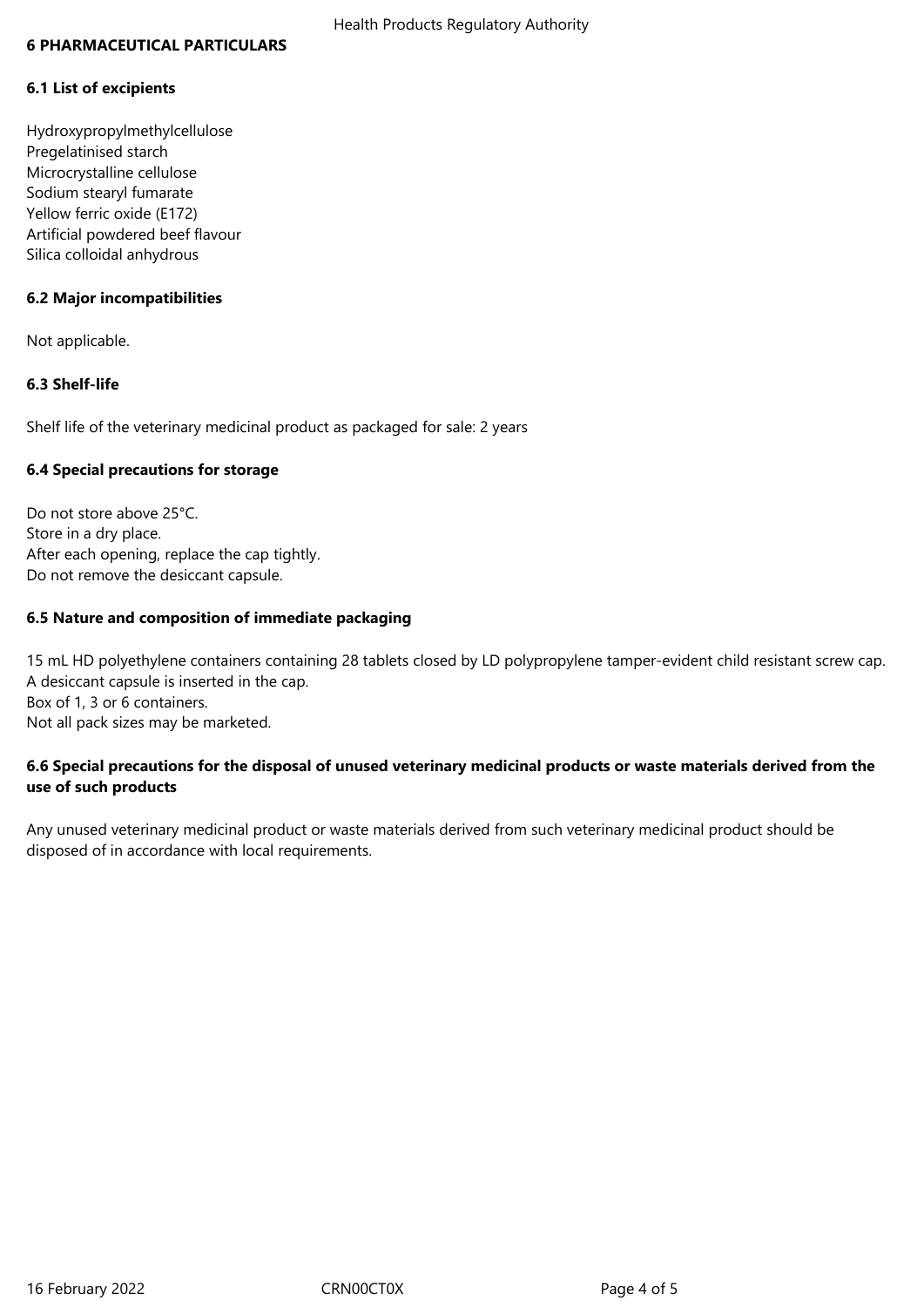## 6 PHARMACEUTICAL PARTICULARS

### 6.1 List of excipients

Hydroxypropylmethylcellulose
Pregelatinised starch
Microcrystalline cellulose
Sodium stearyl fumarate
Yellow ferric oxide (E172)
Artificial powdered beef flavour
Silica colloidal anhydrous

### 6.2 Major incompatibilities

Not applicable.

### 6.3 Shelf-life

Shelf life of the veterinary medicinal product as packaged for sale: 2 years

### 6.4 Special precautions for storage

Do not store above 25°C.
Store in a dry place.
After each opening, replace the cap tightly.
Do not remove the desiccant capsule.

### 6.5 Nature and composition of immediate packaging

15 mL HD polyethylene containers containing 28 tablets closed by LD polypropylene tamper-evident child resistant screw cap.
A desiccant capsule is inserted in the cap.
Box of 1, 3 or 6 containers.
Not all pack sizes may be marketed.

### 6.6 Special precautions for the disposal of unused veterinary medicinal products or waste materials derived from the use of such products

Any unused veterinary medicinal product or waste materials derived from such veterinary medicinal product should be disposed of in accordance with local requirements.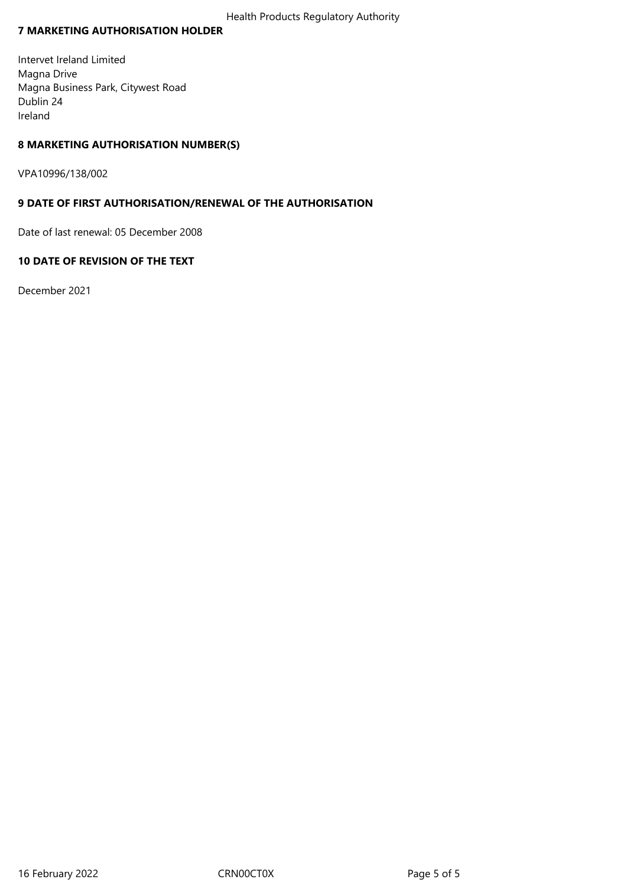## 7 MARKETING AUTHORISATION HOLDER

Intervet Ireland Limited
Magna Drive
Magna Business Park, Citywest Road
Dublin 24
Ireland

## 8 MARKETING AUTHORISATION NUMBER(S)

VPA10996/138/002

## 9 DATE OF FIRST AUTHORISATION/RENEWAL OF THE AUTHORISATION

Date of last renewal: 05 December 2008

## 10 DATE OF REVISION OF THE TEXT

December 2021